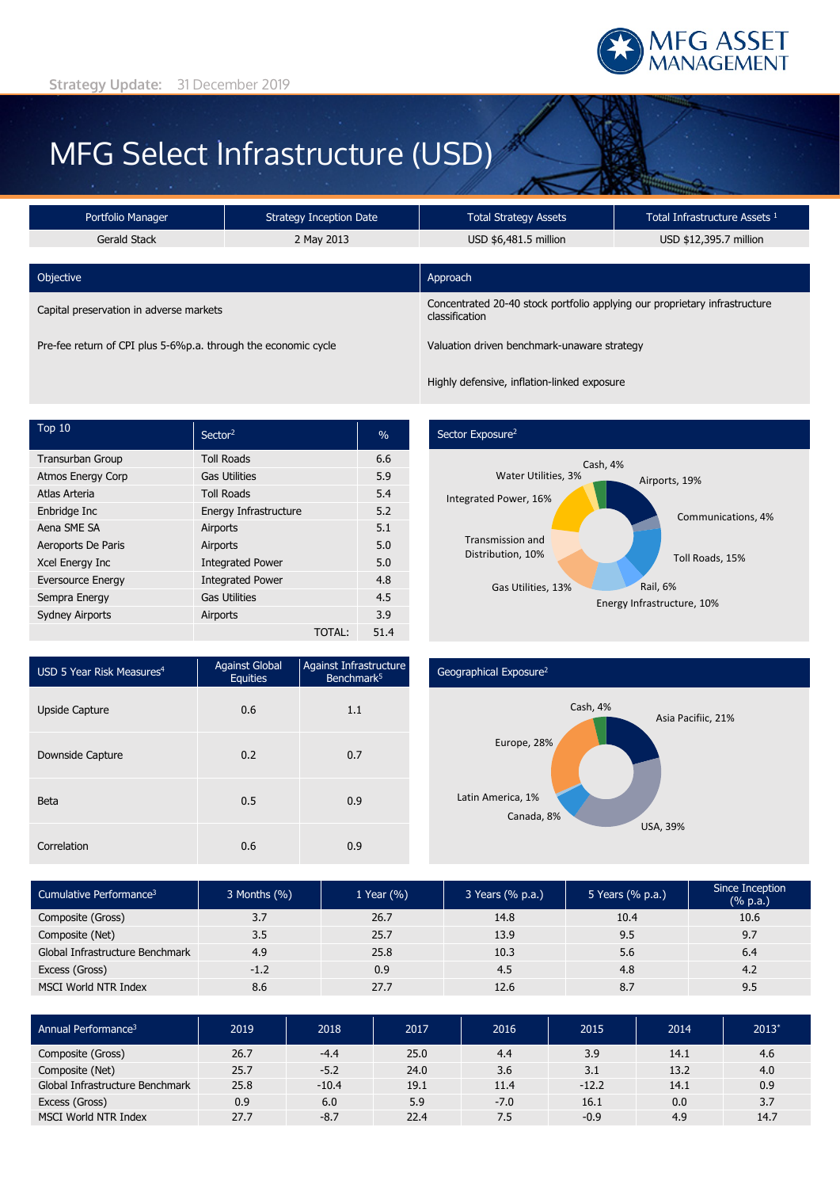MFG ASSET MANAGEMENT

Strategy Update: 31 December 2019

# MFG Select Infrastructure (USD)

| Portfolio Manager | Strategy Inception Date | Total Strategy Assets | Total Infrastructure Assets [1] |
|---|---|---|---|
| Gerald Stack | 2 May 2013 | USD $6,481.5 million | USD $12,395.7 million |

| Objective | Approach |
|---|---|
| Capital preservation in adverse markets | Concentrated 20-40 stock portfolio applying our proprietary infrastructure classification |
| Pre-fee return of CPI plus 5-6%p.a. through the economic cycle | Valuation driven benchmark-unaware strategy |
| | Highly defensive, inflation-linked exposure |

| Top 10 | Sector[2] | % |
|---|---|---|
| Transurban Group | Toll Roads | 6.6 |
| Atmos Energy Corp | Gas Utilities | 5.9 |
| Atlas Arteria | Toll Roads | 5.4 |
| Enbridge Inc | Energy Infrastructure | 5.2 |
| Aena SME SA | Airports | 5.1 |
| Aeroports De Paris | Airports | 5.0 |
| Xcel Energy Inc | Integrated Power | 5.0 |
| Eversource Energy | Integrated Power | 4.8 |
| Sempra Energy | Gas Utilities | 4.5 |
| Sydney Airports | Airports | 3.9 |
| | TOTAL: | 51.4 |

## Sector Exposure[2]

- Airports, 19%
- Communications, 4%
- Toll Roads, 15%
- Rail, 6%
- Energy Infrastructure, 10%
- Gas Utilities, 13%
- Transmission and Distribution, 10%
- Integrated Power, 16%
- Water Utilities, 3%
- Cash, 4%

| USD 5 Year Risk Measures[4] | Against Global Equities | Against Infrastructure Benchmark[5] |
|---|---|---|
| Upside Capture | 0.6 | 1.1 |
| Downside Capture | 0.2 | 0.7 |
| Beta | 0.5 | 0.9 |
| Correlation | 0.6 | 0.9 |

## Geographical Exposure[2]

- Asia Pacifiic, 21%
- USA, 39%
- Canada, 8%
- Latin America, 1%
- Europe, 28%
- Cash, 4%

| Cumulative Performance[3] | 3 Months (%) | 1 Year (%) | 3 Years (% p.a.) | 5 Years (% p.a.) | Since Inception (% p.a.) |
|---|---|---|---|---|---|
| Composite (Gross) | 3.7 | 26.7 | 14.8 | 10.4 | 10.6 |
| Composite (Net) | 3.5 | 25.7 | 13.9 | 9.5 | 9.7 |
| Global Infrastructure Benchmark | 4.9 | 25.8 | 10.3 | 5.6 | 6.4 |
| Excess (Gross) | -1.2 | 0.9 | 4.5 | 4.8 | 4.2 |
| MSCI World NTR Index | 8.6 | 27.7 | 12.6 | 8.7 | 9.5 |

| Annual Performance[3] | 2019 | 2018 | 2017 | 2016 | 2015 | 2014 | 2013* |
|---|---|---|---|---|---|---|---|
| Composite (Gross) | 26.7 | -4.4 | 25.0 | 4.4 | 3.9 | 14.1 | 4.6 |
| Composite (Net) | 25.7 | -5.2 | 24.0 | 3.6 | 3.1 | 13.2 | 4.0 |
| Global Infrastructure Benchmark | 25.8 | -10.4 | 19.1 | 11.4 | -12.2 | 14.1 | 0.9 |
| Excess (Gross) | 0.9 | 6.0 | 5.9 | -7.0 | 16.1 | 0.0 | 3.7 |
| MSCI World NTR Index | 27.7 | -8.7 | 22.4 | 7.5 | -0.9 | 4.9 | 14.7 |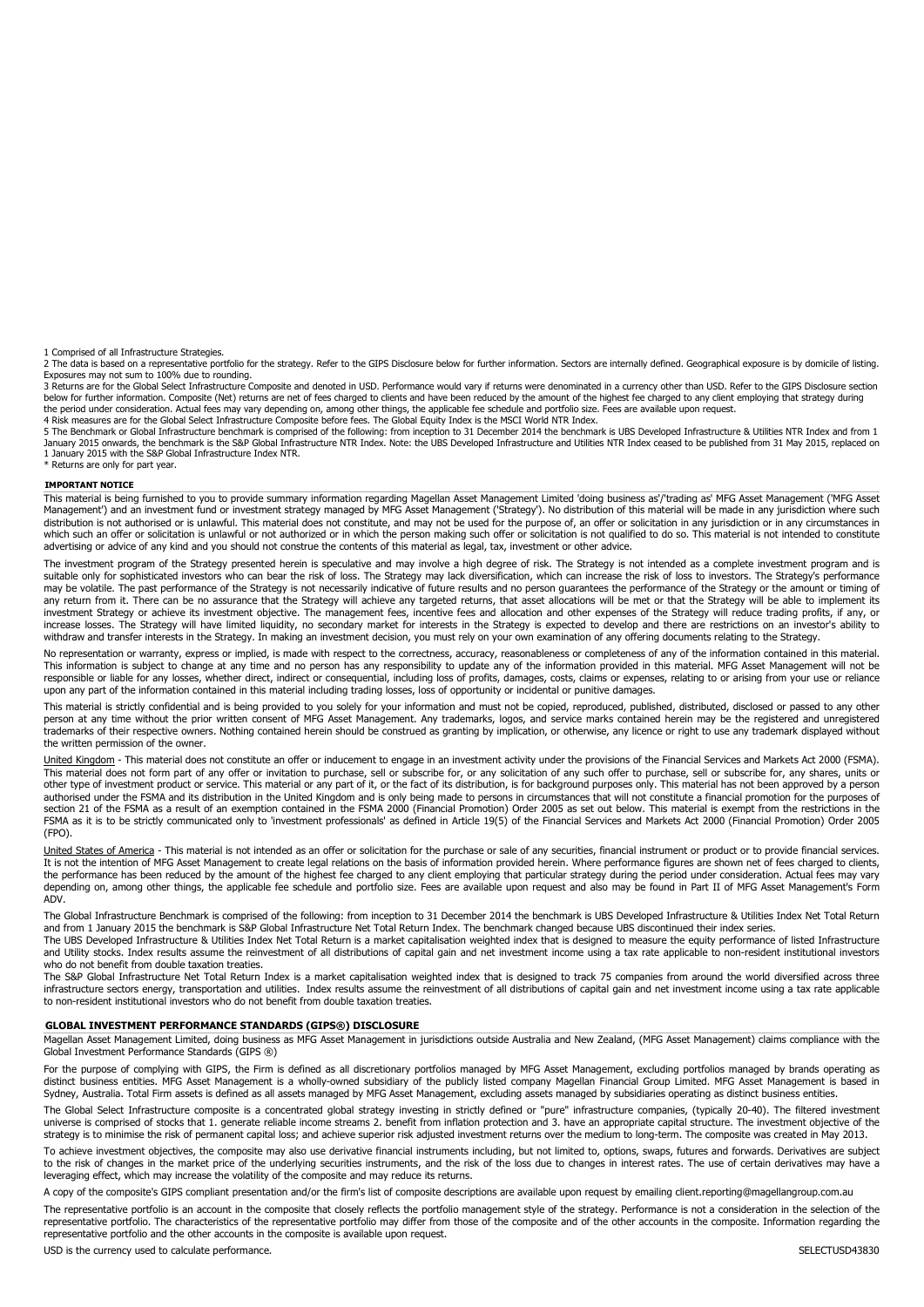1 Comprised of all Infrastructure Strategies.

2 The data is based on a representative portfolio for the strategy. Refer to the GIPS Disclosure below for further information. Sectors are internally defined. Geographical exposure is by domicile of listing. Exposures may not sum to 100% due to rounding.

3 Returns are for the Global Select Infrastructure Composite and denoted in USD. Performance would vary if returns were denominated in a currency other than USD. Refer to the GIPS Disclosure section below for further information. Composite (Net) returns are net of fees charged to clients and have been reduced by the amount of the highest fee charged to any client employing that strategy during the period under consideration. Actual fees may vary depending on, among other things, the applicable fee schedule and portfolio size. Fees are available upon request.

4 Risk measures are for the Global Select Infrastructure Composite before fees. The Global Equity Index is the MSCI World NTR Index.

5 The Benchmark or Global Infrastructure benchmark is comprised of the following: from inception to 31 December 2014 the benchmark is UBS Developed Infrastructure & Utilities NTR Index and from 1 January 2015 onwards, the benchmark is the S&P Global Infrastructure NTR Index. Note: the UBS Developed Infrastructure and Utilities NTR Index ceased to be published from 31 May 2015, replaced on 1 January 2015 with the S&P Global Infrastructure Index NTR.

* Returns are only for part year.

## IMPORTANT NOTICE

This material is being furnished to you to provide summary information regarding Magellan Asset Management Limited 'doing business as'/'trading as' MFG Asset Management ('MFG Asset Management') and an investment fund or investment strategy managed by MFG Asset Management ('Strategy'). No distribution of this material will be made in any jurisdiction where such distribution is not authorised or is unlawful. This material does not constitute, and may not be used for the purpose of, an offer or solicitation in any jurisdiction or in any circumstances in which such an offer or solicitation is unlawful or not authorized or in which the person making such offer or solicitation is not qualified to do so. This material is not intended to constitute advertising or advice of any kind and you should not construe the contents of this material as legal, tax, investment or other advice.

The investment program of the Strategy presented herein is speculative and may involve a high degree of risk. The Strategy is not intended as a complete investment program and is suitable only for sophisticated investors who can bear the risk of loss. The Strategy may lack diversification, which can increase the risk of loss to investors. The Strategy's performance may be volatile. The past performance of the Strategy is not necessarily indicative of future results and no person guarantees the performance of the Strategy or the amount or timing of any return from it. There can be no assurance that the Strategy will achieve any targeted returns, that asset allocations will be met or that the Strategy will be able to implement its investment Strategy or achieve its investment objective. The management fees, incentive fees and allocation and other expenses of the Strategy will reduce trading profits, if any, or increase losses. The Strategy will have limited liquidity, no secondary market for interests in the Strategy is expected to develop and there are restrictions on an investor's ability to withdraw and transfer interests in the Strategy. In making an investment decision, you must rely on your own examination of any offering documents relating to the Strategy.

No representation or warranty, express or implied, is made with respect to the correctness, accuracy, reasonableness or completeness of any of the information contained in this material. This information is subject to change at any time and no person has any responsibility to update any of the information provided in this material. MFG Asset Management will not be responsible or liable for any losses, whether direct, indirect or consequential, including loss of profits, damages, costs, claims or expenses, relating to or arising from your use or reliance upon any part of the information contained in this material including trading losses, loss of opportunity or incidental or punitive damages.

This material is strictly confidential and is being provided to you solely for your information and must not be copied, reproduced, published, distributed, disclosed or passed to any other person at any time without the prior written consent of MFG Asset Management. Any trademarks, logos, and service marks contained herein may be the registered and unregistered trademarks of their respective owners. Nothing contained herein should be construed as granting by implication, or otherwise, any licence or right to use any trademark displayed without the written permission of the owner.

United Kingdom - This material does not constitute an offer or inducement to engage in an investment activity under the provisions of the Financial Services and Markets Act 2000 (FSMA). This material does not form part of any offer or invitation to purchase, sell or subscribe for, or any solicitation of any such offer to purchase, sell or subscribe for, any shares, units or other type of investment product or service. This material or any part of it, or the fact of its distribution, is for background purposes only. This material has not been approved by a person authorised under the FSMA and its distribution in the United Kingdom and is only being made to persons in circumstances that will not constitute a financial promotion for the purposes of section 21 of the FSMA as a result of an exemption contained in the FSMA 2000 (Financial Promotion) Order 2005 as set out below. This material is exempt from the restrictions in the FSMA as it is to be strictly communicated only to 'investment professionals' as defined in Article 19(5) of the Financial Services and Markets Act 2000 (Financial Promotion) Order 2005 (FPO).

United States of America - This material is not intended as an offer or solicitation for the purchase or sale of any securities, financial instrument or product or to provide financial services. It is not the intention of MFG Asset Management to create legal relations on the basis of information provided herein. Where performance figures are shown net of fees charged to clients, the performance has been reduced by the amount of the highest fee charged to any client employing that particular strategy during the period under consideration. Actual fees may vary depending on, among other things, the applicable fee schedule and portfolio size. Fees are available upon request and also may be found in Part II of MFG Asset Management's Form ADV.

The Global Infrastructure Benchmark is comprised of the following: from inception to 31 December 2014 the benchmark is UBS Developed Infrastructure & Utilities Index Net Total Return and from 1 January 2015 the benchmark is S&P Global Infrastructure Net Total Return Index. The benchmark changed because UBS discontinued their index series.

The UBS Developed Infrastructure & Utilities Index Net Total Return is a market capitalisation weighted index that is designed to measure the equity performance of listed Infrastructure and Utility stocks. Index results assume the reinvestment of all distributions of capital gain and net investment income using a tax rate applicable to non-resident institutional investors who do not benefit from double taxation treaties.

The S&P Global Infrastructure Net Total Return Index is a market capitalisation weighted index that is designed to track 75 companies from around the world diversified across three infrastructure sectors energy, transportation and utilities. Index results assume the reinvestment of all distributions of capital gain and net investment income using a tax rate applicable to non-resident institutional investors who do not benefit from double taxation treaties.

## GLOBAL INVESTMENT PERFORMANCE STANDARDS (GIPS®) DISCLOSURE

Magellan Asset Management Limited, doing business as MFG Asset Management in jurisdictions outside Australia and New Zealand, (MFG Asset Management) claims compliance with the Global Investment Performance Standards (GIPS ®)

For the purpose of complying with GIPS, the Firm is defined as all discretionary portfolios managed by MFG Asset Management, excluding portfolios managed by brands operating as distinct business entities. MFG Asset Management is a wholly-owned subsidiary of the publicly listed company Magellan Financial Group Limited. MFG Asset Management is based in Sydney, Australia. Total Firm assets is defined as all assets managed by MFG Asset Management, excluding assets managed by subsidiaries operating as distinct business entities.

The Global Select Infrastructure composite is a concentrated global strategy investing in strictly defined or "pure" infrastructure companies, (typically 20-40). The filtered investment universe is comprised of stocks that 1. generate reliable income streams 2. benefit from inflation protection and 3. have an appropriate capital structure. The investment objective of the strategy is to minimise the risk of permanent capital loss; and achieve superior risk adjusted investment returns over the medium to long-term. The composite was created in May 2013.

To achieve investment objectives, the composite may also use derivative financial instruments including, but not limited to, options, swaps, futures and forwards. Derivatives are subject to the risk of changes in the market price of the underlying securities instruments, and the risk of the loss due to changes in interest rates. The use of certain derivatives may have a leveraging effect, which may increase the volatility of the composite and may reduce its returns.

A copy of the composite's GIPS compliant presentation and/or the firm's list of composite descriptions are available upon request by emailing client.reporting@magellangroup.com.au

The representative portfolio is an account in the composite that closely reflects the portfolio management style of the strategy. Performance is not a consideration in the selection of the representative portfolio. The characteristics of the representative portfolio may differ from those of the composite and of the other accounts in the composite. Information regarding the representative portfolio and the other accounts in the composite is available upon request.

USD is the currency used to calculate performance.

SELECTUSD43830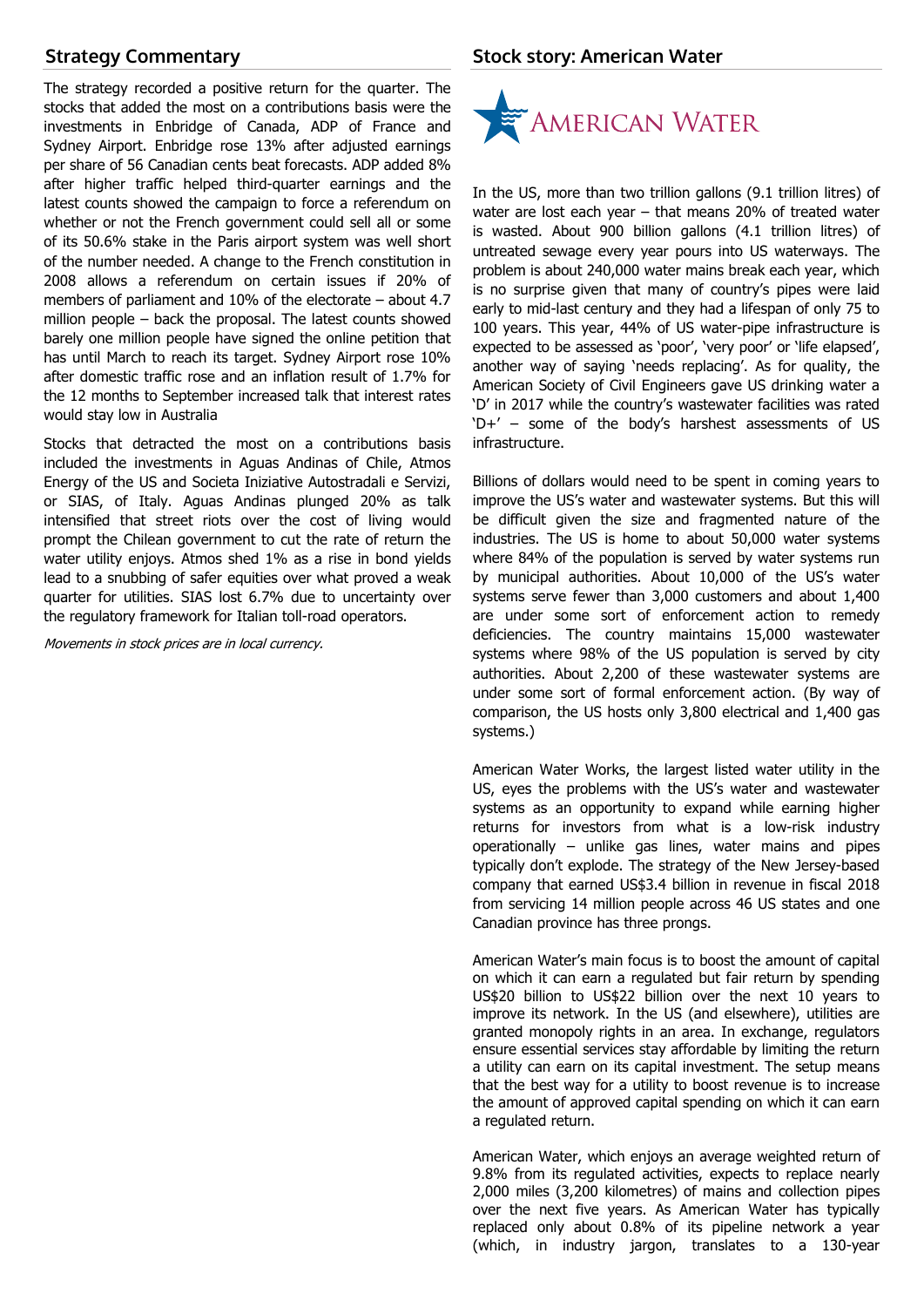## Strategy Commentary

The strategy recorded a positive return for the quarter. The stocks that added the most on a contributions basis were the investments in Enbridge of Canada, ADP of France and Sydney Airport. Enbridge rose 13% after adjusted earnings per share of 56 Canadian cents beat forecasts. ADP added 8% after higher traffic helped third-quarter earnings and the latest counts showed the campaign to force a referendum on whether or not the French government could sell all or some of its 50.6% stake in the Paris airport system was well short of the number needed. A change to the French constitution in 2008 allows a referendum on certain issues if 20% of members of parliament and 10% of the electorate – about 4.7 million people – back the proposal. The latest counts showed barely one million people have signed the online petition that has until March to reach its target. Sydney Airport rose 10% after domestic traffic rose and an inflation result of 1.7% for the 12 months to September increased talk that interest rates would stay low in Australia

Stocks that detracted the most on a contributions basis included the investments in Aguas Andinas of Chile, Atmos Energy of the US and Societa Iniziative Autostradali e Servizi, or SIAS, of Italy. Aguas Andinas plunged 20% as talk intensified that street riots over the cost of living would prompt the Chilean government to cut the rate of return the water utility enjoys. Atmos shed 1% as a rise in bond yields lead to a snubbing of safer equities over what proved a weak quarter for utilities. SIAS lost 6.7% due to uncertainty over the regulatory framework for Italian toll-road operators.

*Movements in stock prices are in local currency.*

## Stock story: American Water

AMERICAN WATER

In the US, more than two trillion gallons (9.1 trillion litres) of water are lost each year – that means 20% of treated water is wasted. About 900 billion gallons (4.1 trillion litres) of untreated sewage every year pours into US waterways. The problem is about 240,000 water mains break each year, which is no surprise given that many of country's pipes were laid early to mid-last century and they had a lifespan of only 75 to 100 years. This year, 44% of US water-pipe infrastructure is expected to be assessed as 'poor', 'very poor' or 'life elapsed', another way of saying 'needs replacing'. As for quality, the American Society of Civil Engineers gave US drinking water a 'D' in 2017 while the country's wastewater facilities was rated 'D+' – some of the body's harshest assessments of US infrastructure.

Billions of dollars would need to be spent in coming years to improve the US's water and wastewater systems. But this will be difficult given the size and fragmented nature of the industries. The US is home to about 50,000 water systems where 84% of the population is served by water systems run by municipal authorities. About 10,000 of the US's water systems serve fewer than 3,000 customers and about 1,400 are under some sort of enforcement action to remedy deficiencies. The country maintains 15,000 wastewater systems where 98% of the US population is served by city authorities. About 2,200 of these wastewater systems are under some sort of formal enforcement action. (By way of comparison, the US hosts only 3,800 electrical and 1,400 gas systems.)

American Water Works, the largest listed water utility in the US, eyes the problems with the US's water and wastewater systems as an opportunity to expand while earning higher returns for investors from what is a low-risk industry operationally – unlike gas lines, water mains and pipes typically don't explode. The strategy of the New Jersey-based company that earned US$3.4 billion in revenue in fiscal 2018 from servicing 14 million people across 46 US states and one Canadian province has three prongs.

American Water's main focus is to boost the amount of capital on which it can earn a regulated but fair return by spending US$20 billion to US$22 billion over the next 10 years to improve its network. In the US (and elsewhere), utilities are granted monopoly rights in an area. In exchange, regulators ensure essential services stay affordable by limiting the return a utility can earn on its capital investment. The setup means that the best way for a utility to boost revenue is to increase the amount of approved capital spending on which it can earn a regulated return.

American Water, which enjoys an average weighted return of 9.8% from its regulated activities, expects to replace nearly 2,000 miles (3,200 kilometres) of mains and collection pipes over the next five years. As American Water has typically replaced only about 0.8% of its pipeline network a year (which, in industry jargon, translates to a 130-year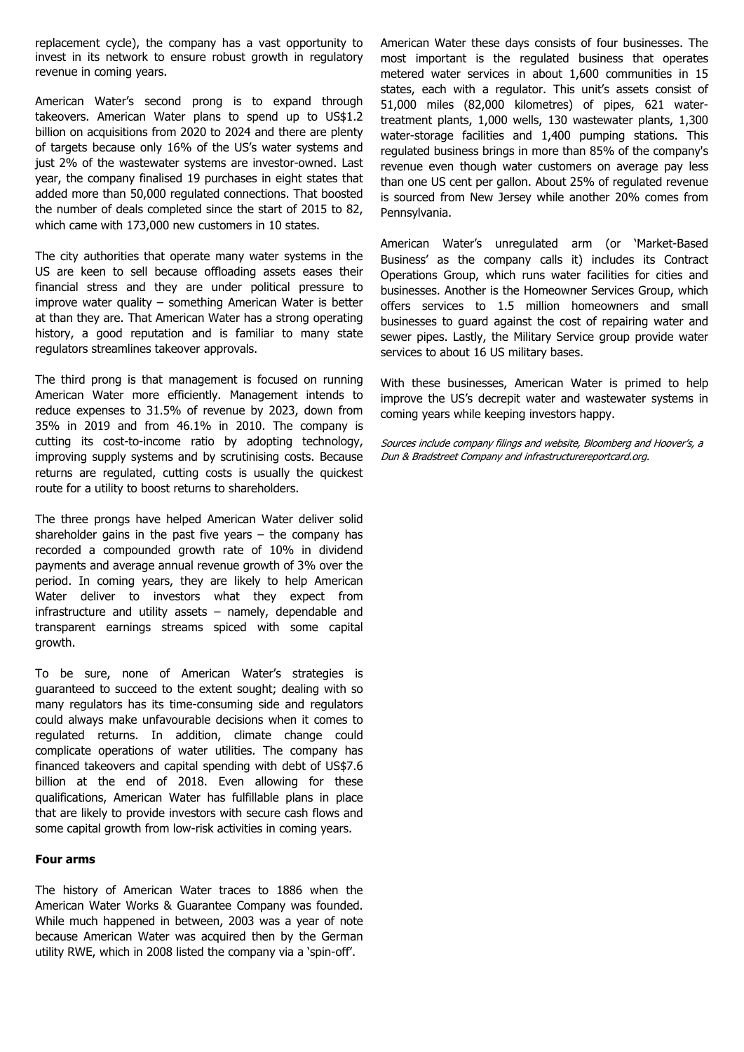replacement cycle), the company has a vast opportunity to invest in its network to ensure robust growth in regulatory revenue in coming years.

American Water's second prong is to expand through takeovers. American Water plans to spend up to US$1.2 billion on acquisitions from 2020 to 2024 and there are plenty of targets because only 16% of the US's water systems and just 2% of the wastewater systems are investor-owned. Last year, the company finalised 19 purchases in eight states that added more than 50,000 regulated connections. That boosted the number of deals completed since the start of 2015 to 82, which came with 173,000 new customers in 10 states.

The city authorities that operate many water systems in the US are keen to sell because offloading assets eases their financial stress and they are under political pressure to improve water quality – something American Water is better at than they are. That American Water has a strong operating history, a good reputation and is familiar to many state regulators streamlines takeover approvals.

The third prong is that management is focused on running American Water more efficiently. Management intends to reduce expenses to 31.5% of revenue by 2023, down from 35% in 2019 and from 46.1% in 2010. The company is cutting its cost-to-income ratio by adopting technology, improving supply systems and by scrutinising costs. Because returns are regulated, cutting costs is usually the quickest route for a utility to boost returns to shareholders.

The three prongs have helped American Water deliver solid shareholder gains in the past five years – the company has recorded a compounded growth rate of 10% in dividend payments and average annual revenue growth of 3% over the period. In coming years, they are likely to help American Water deliver to investors what they expect from infrastructure and utility assets – namely, dependable and transparent earnings streams spiced with some capital growth.

To be sure, none of American Water's strategies is guaranteed to succeed to the extent sought; dealing with so many regulators has its time-consuming side and regulators could always make unfavourable decisions when it comes to regulated returns. In addition, climate change could complicate operations of water utilities. The company has financed takeovers and capital spending with debt of US$7.6 billion at the end of 2018. Even allowing for these qualifications, American Water has fulfillable plans in place that are likely to provide investors with secure cash flows and some capital growth from low-risk activities in coming years.

**Four arms**

The history of American Water traces to 1886 when the American Water Works & Guarantee Company was founded. While much happened in between, 2003 was a year of note because American Water was acquired then by the German utility RWE, which in 2008 listed the company via a 'spin-off'.

American Water these days consists of four businesses. The most important is the regulated business that operates metered water services in about 1,600 communities in 15 states, each with a regulator. This unit's assets consist of 51,000 miles (82,000 kilometres) of pipes, 621 water-treatment plants, 1,000 wells, 130 wastewater plants, 1,300 water-storage facilities and 1,400 pumping stations. This regulated business brings in more than 85% of the company's revenue even though water customers on average pay less than one US cent per gallon. About 25% of regulated revenue is sourced from New Jersey while another 20% comes from Pennsylvania.

American Water's unregulated arm (or 'Market-Based Business' as the company calls it) includes its Contract Operations Group, which runs water facilities for cities and businesses. Another is the Homeowner Services Group, which offers services to 1.5 million homeowners and small businesses to guard against the cost of repairing water and sewer pipes. Lastly, the Military Service group provide water services to about 16 US military bases.

With these businesses, American Water is primed to help improve the US's decrepit water and wastewater systems in coming years while keeping investors happy.

*Sources include company filings and website, Bloomberg and Hoover's, a Dun & Bradstreet Company and infrastructurereportcard.org.*